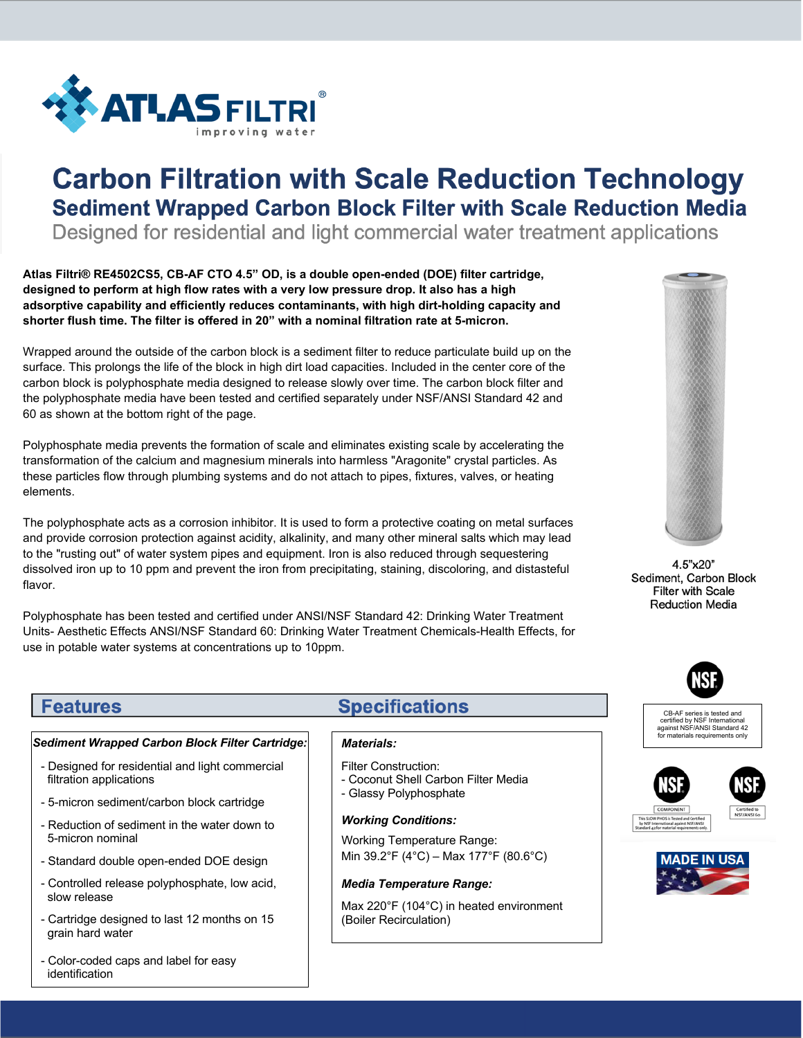ATLAS FILTRI®
improving water

# Carbon Filtration with Scale Reduction Technology

## Sediment Wrapped Carbon Block Filter with Scale Reduction Media

Designed for residential and light commercial water treatment applications

**Atlas Filtri® RE4502CS5, CB-AF CTO 4.5” OD, is a double open-ended (DOE) filter cartridge, designed to perform at high flow rates with a very low pressure drop. It also has a high adsorptive capability and efficiently reduces contaminants, with high dirt-holding capacity and shorter flush time. The filter is offered in 20” with a nominal filtration rate at 5-micron.**

Wrapped around the outside of the carbon block is a sediment filter to reduce particulate build up on the surface. This prolongs the life of the block in high dirt load capacities. Included in the center core of the carbon block is polyphosphate media designed to release slowly over time. The carbon block filter and the polyphosphate media have been tested and certified separately under NSF/ANSI Standard 42 and 60 as shown at the bottom right of the page.

Polyphosphate media prevents the formation of scale and eliminates existing scale by accelerating the transformation of the calcium and magnesium minerals into harmless "Aragonite" crystal particles. As these particles flow through plumbing systems and do not attach to pipes, fixtures, valves, or heating elements.

The polyphosphate acts as a corrosion inhibitor. It is used to form a protective coating on metal surfaces and provide corrosion protection against acidity, alkalinity, and many other mineral salts which may lead to the "rusting out" of water system pipes and equipment. Iron is also reduced through sequestering dissolved iron up to 10 ppm and prevent the iron from precipitating, staining, discoloring, and distasteful flavor.

Polyphosphate has been tested and certified under ANSI/NSF Standard 42: Drinking Water Treatment Units- Aesthetic Effects ANSI/NSF Standard 60: Drinking Water Treatment Chemicals-Health Effects, for use in potable water systems at concentrations up to 10ppm.

4.5”x20”
Sediment, Carbon Block Filter with Scale Reduction Media

## Features

***Sediment Wrapped Carbon Block Filter Cartridge:***

- Designed for residential and light commercial filtration applications
- 5-micron sediment/carbon block cartridge
- Reduction of sediment in the water down to 5-micron nominal
- Standard double open-ended DOE design
- Controlled release polyphosphate, low acid, slow release
- Cartridge designed to last 12 months on 15 grain hard water
- Color-coded caps and label for easy identification

## Specifications

***Materials:***

Filter Construction:
- Coconut Shell Carbon Filter Media
- Glassy Polyphosphate

***Working Conditions:***

Working Temperature Range:
Min 39.2°F (4°C) – Max 177°F (80.6°C)

***Media Temperature Range:***

Max 220°F (104°C) in heated environment (Boiler Recirculation)

NSF

CB-AF series is tested and certified by NSF International against NSF/ANSI Standard 42 for materials requirements only

NSF COMPONENT — This SLOW PHOS is Tested and Certified by NSF International against NSF/ANSI Standard 42 for material requirements only

NSF Certified to NSF/ANSI 60

MADE IN USA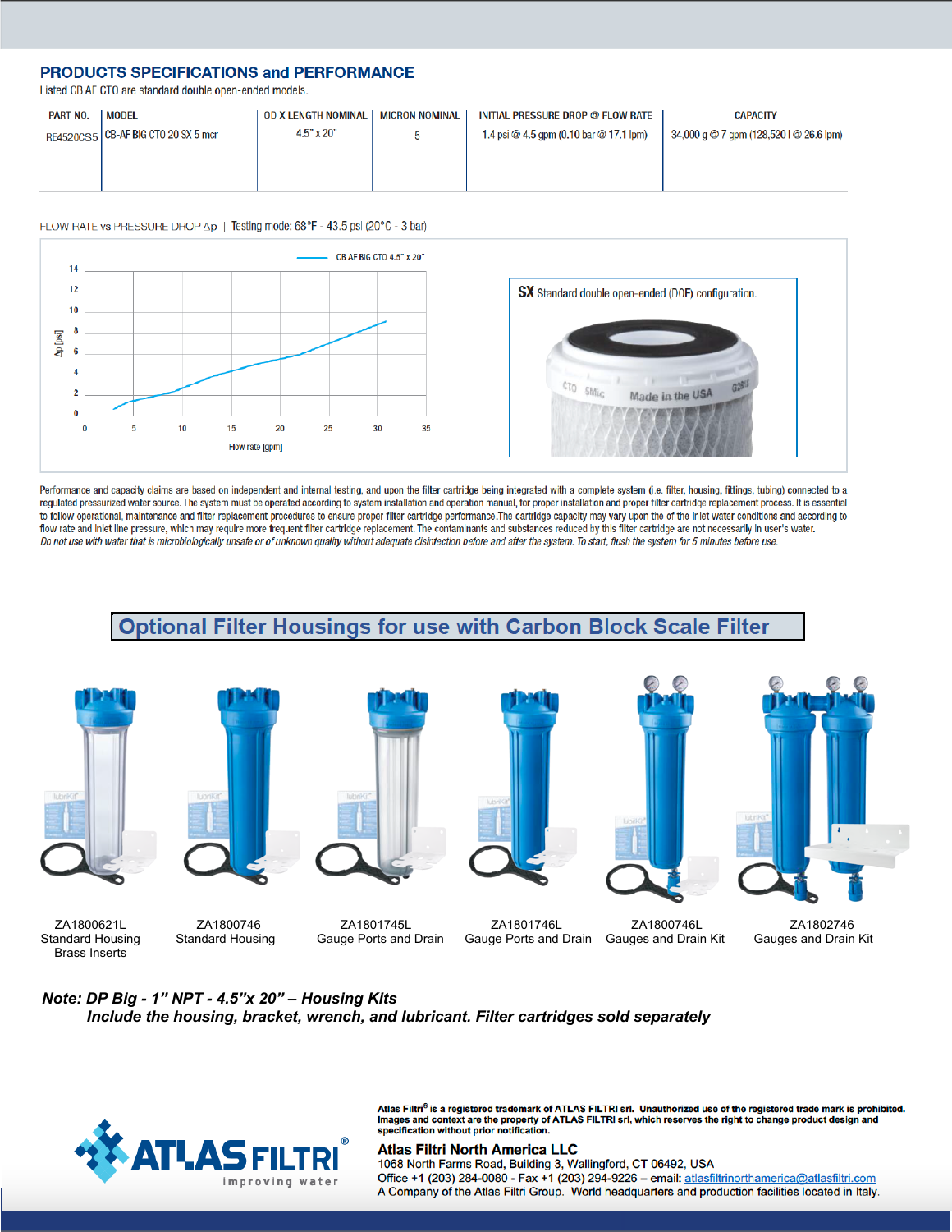## PRODUCTS SPECIFICATIONS and PERFORMANCE

Listed CB AF CTO are standard double open-ended models.

| PART NO. | MODEL | OD X LENGTH NOMINAL | MICRON NOMINAL | INITIAL PRESSURE DROP @ FLOW RATE | CAPACITY |
|---|---|---|---|---|---|
| RE4520CS5 | CB-AF BIG CTO 20 SX 5 mcr | 4.5" x 20" | 5 | 1.4 psi @ 4.5 gpm (0.10 bar @ 17.1 lpm) | 34,000 g @ 7 gpm (128,520 l @ 26.6 lpm) |

FLOW RATE vs PRESSURE DROP Δp | Testing mode: 68°F - 43.5 psi (20°C - 3 bar)

CB AF BIG CTO 4.5" x 20"

Δp [psi]

14
12
10
8
6
4
2
0

0 5 10 15 20 25 30 35

Flow rate [gpm]

**SX** Standard double open-ended (DOE) configuration.

Performance and capacity claims are based on independent and internal testing, and upon the filter cartridge being integrated with a complete system (i.e. filter, housing, fittings, tubing) connected to a regulated pressurized water source. The system must be operated according to system installation and operation manual, for proper installation and proper filter cartridge replacement process. It is essential to follow operational, maintenance and filter replacement procedures to ensure proper filter cartridge performance.The cartridge capacity may vary upon the of the inlet water conditions and according to flow rate and inlet line pressure, which may require more frequent filter cartridge replacement. The contaminants and substances reduced by this filter cartridge are not necessarily in user's water.
*Do not use with water that is microbiologically unsafe or of unknown quality without adequate disinfection before and after the system. To start, flush the system for 5 minutes before use.*

## Optional Filter Housings for use with Carbon Block Scale Filter

ZA1800621L
Standard Housing
Brass Inserts

ZA1800746
Standard Housing

ZA1801745L
Gauge Ports and Drain

ZA1801746L
Gauge Ports and Drain

ZA1800746L
Gauges and Drain Kit

ZA1802746
Gauges and Drain Kit

***Note: DP Big - 1" NPT - 4.5"x 20" – Housing Kits***
***Include the housing, bracket, wrench, and lubricant. Filter cartridges sold separately***

**Atlas Filtri® is a registered trademark of ATLAS FILTRI srl. Unauthorized use of the registered trade mark is prohibited. Images and context are the property of ATLAS FILTRI srl, which reserves the right to change product design and specification without prior notification.**

**Atlas Filtri North America LLC**
1068 North Farms Road, Building 3, Wallingford, CT 06492, USA
Office +1 (203) 284-0080 - Fax +1 (203) 294-9226 – email: atlasfiltrinorthamerica@atlasfiltri.com
A Company of the Atlas Filtri Group. World headquarters and production facilities located in Italy.